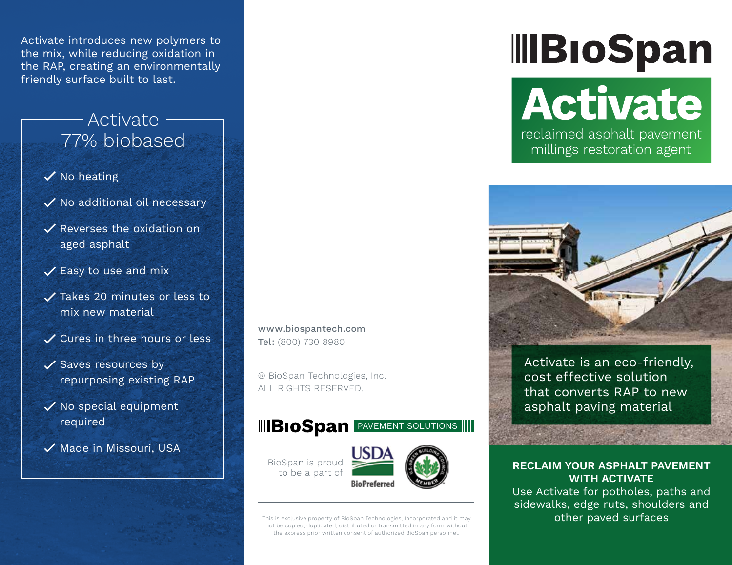Activate introduces new polymers to the mix, while reducing oxidation in the RAP, creating an environmentally friendly surface built to last.

## Activate 77% biobased

- ✓ No heating
- ✓ No additional oil necessary
- ✓ Reverses the oxidation on aged asphalt
- ✓ Easy to use and mix
- ✓ Takes 20 minutes or less to mix new material
- ✓ Cures in three hours or less
- ✓ Saves resources by repurposing existing RAP
- ✓ No special equipment required
- ✓ Made in Missouri, USA

www.biospantech.com
**Tel:** (800) 730 8980

® BioSpan Technologies, Inc.
ALL RIGHTS RESERVED.

**BioSpan** PAVEMENT SOLUTIONS

BioSpan is proud to be a part of

USDA BioPreferred

U.S. Green Building Council Member

This is exclusive property of BioSpan Technologies, Incorporated and it may not be copied, duplicated, distributed or transmitted in any form without the express prior written consent of authorized BioSpan personnel.

# BioSpan

# Activate

reclaimed asphalt pavement millings restoration agent

Activate is an eco-friendly, cost effective solution that converts RAP to new asphalt paving material

**RECLAIM YOUR ASPHALT PAVEMENT WITH ACTIVATE**

Use Activate for potholes, paths and sidewalks, edge ruts, shoulders and other paved surfaces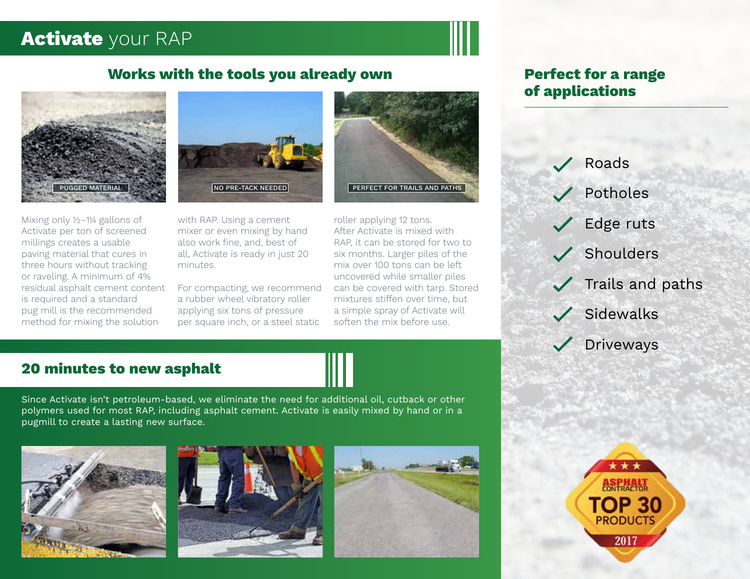# **Activate** your RAP

## Works with the tools you already own

PUGGED MATERIAL

NO PRE-TACK NEEDED

PERFECT FOR TRAILS AND PATHS

Mixing only ½–1¼ gallons of Activate per ton of screened millings creates a usable paving material that cures in three hours without tracking or raveling. A minimum of 4% residual asphalt cement content is required and a standard pug mill is the recommended method for mixing the solution with RAP. Using a cement mixer or even mixing by hand also work fine, and, best of all, Activate is ready in just 20 minutes.

For compacting, we recommend a rubber wheel vibratory roller applying six tons of pressure per square inch, or a steel static roller applying 12 tons. After Activate is mixed with RAP, it can be stored for two to six months. Larger piles of the mix over 100 tons can be left uncovered while smaller piles can be covered with tarp. Stored mixtures stiffen over time, but a simple spray of Activate will soften the mix before use.

## 20 minutes to new asphalt

Since Activate isn't petroleum-based, we eliminate the need for additional oil, cutback or other polymers used for most RAP, including asphalt cement. Activate is easily mixed by hand or in a pugmill to create a lasting new surface.

## Perfect for a range of applications

- ✓ Roads
- ✓ Potholes
- ✓ Edge ruts
- ✓ Shoulders
- ✓ Trails and paths
- ✓ Sidewalks
- ✓ Driveways

ASPHALT CONTRACTOR TOP 30 PRODUCTS 2017